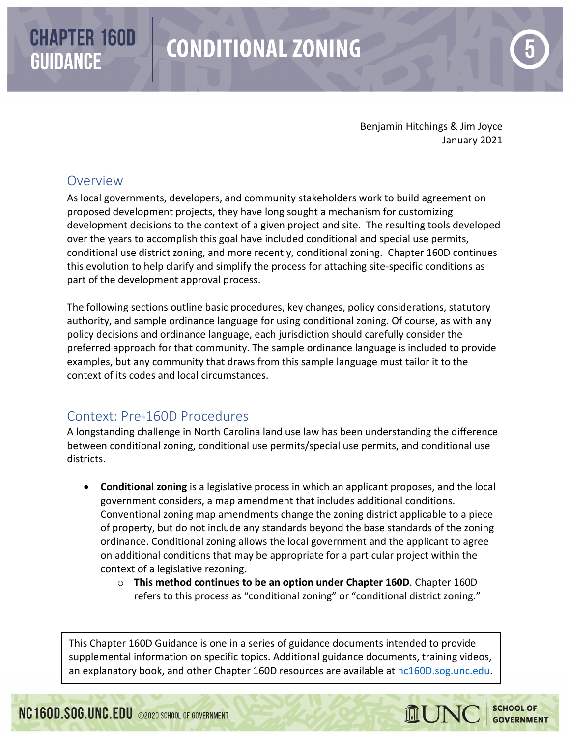# CHAPTER 160D GUIDANCE

# CONDITIONAL ZONING

5

Benjamin Hitchings & Jim Joyce
January 2021

## Overview

As local governments, developers, and community stakeholders work to build agreement on proposed development projects, they have long sought a mechanism for customizing development decisions to the context of a given project and site. The resulting tools developed over the years to accomplish this goal have included conditional and special use permits, conditional use district zoning, and more recently, conditional zoning. Chapter 160D continues this evolution to help clarify and simplify the process for attaching site-specific conditions as part of the development approval process.

The following sections outline basic procedures, key changes, policy considerations, statutory authority, and sample ordinance language for using conditional zoning. Of course, as with any policy decisions and ordinance language, each jurisdiction should carefully consider the preferred approach for that community. The sample ordinance language is included to provide examples, but any community that draws from this sample language must tailor it to the context of its codes and local circumstances.

## Context: Pre-160D Procedures

A longstanding challenge in North Carolina land use law has been understanding the difference between conditional zoning, conditional use permits/special use permits, and conditional use districts.

- **Conditional zoning** is a legislative process in which an applicant proposes, and the local government considers, a map amendment that includes additional conditions. Conventional zoning map amendments change the zoning district applicable to a piece of property, but do not include any standards beyond the base standards of the zoning ordinance. Conditional zoning allows the local government and the applicant to agree on additional conditions that may be appropriate for a particular project within the context of a legislative rezoning.
  - **This method continues to be an option under Chapter 160D**. Chapter 160D refers to this process as "conditional zoning" or "conditional district zoning."

This Chapter 160D Guidance is one in a series of guidance documents intended to provide supplemental information on specific topics. Additional guidance documents, training videos, an explanatory book, and other Chapter 160D resources are available at nc160D.sog.unc.edu.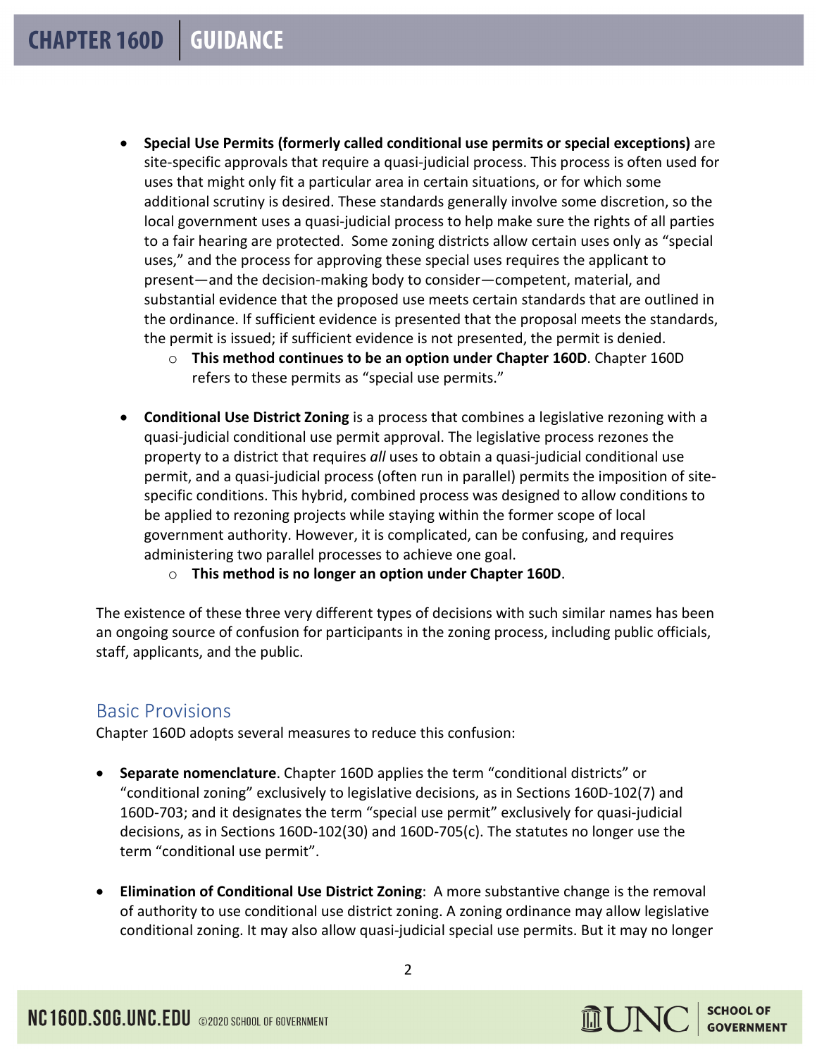- **Special Use Permits (formerly called conditional use permits or special exceptions)** are site-specific approvals that require a quasi-judicial process. This process is often used for uses that might only fit a particular area in certain situations, or for which some additional scrutiny is desired. These standards generally involve some discretion, so the local government uses a quasi-judicial process to help make sure the rights of all parties to a fair hearing are protected. Some zoning districts allow certain uses only as "special uses," and the process for approving these special uses requires the applicant to present—and the decision-making body to consider—competent, material, and substantial evidence that the proposed use meets certain standards that are outlined in the ordinance. If sufficient evidence is presented that the proposal meets the standards, the permit is issued; if sufficient evidence is not presented, the permit is denied.
    - **This method continues to be an option under Chapter 160D**. Chapter 160D refers to these permits as "special use permits."

- **Conditional Use District Zoning** is a process that combines a legislative rezoning with a quasi-judicial conditional use permit approval. The legislative process rezones the property to a district that requires *all* uses to obtain a quasi-judicial conditional use permit, and a quasi-judicial process (often run in parallel) permits the imposition of site-specific conditions. This hybrid, combined process was designed to allow conditions to be applied to rezoning projects while staying within the former scope of local government authority. However, it is complicated, can be confusing, and requires administering two parallel processes to achieve one goal.
    - **This method is no longer an option under Chapter 160D**.

The existence of these three very different types of decisions with such similar names has been an ongoing source of confusion for participants in the zoning process, including public officials, staff, applicants, and the public.

## Basic Provisions

Chapter 160D adopts several measures to reduce this confusion:

- **Separate nomenclature**. Chapter 160D applies the term "conditional districts" or "conditional zoning" exclusively to legislative decisions, as in Sections 160D-102(7) and 160D-703; and it designates the term "special use permit" exclusively for quasi-judicial decisions, as in Sections 160D-102(30) and 160D-705(c). The statutes no longer use the term "conditional use permit".

- **Elimination of Conditional Use District Zoning**: A more substantive change is the removal of authority to use conditional use district zoning. A zoning ordinance may allow legislative conditional zoning. It may also allow quasi-judicial special use permits. But it may no longer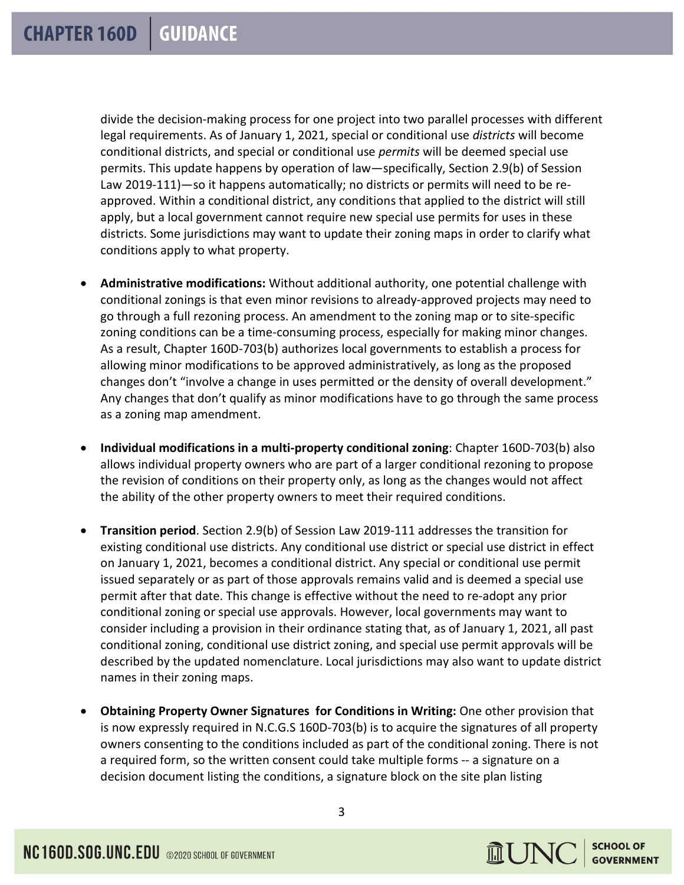divide the decision-making process for one project into two parallel processes with different legal requirements. As of January 1, 2021, special or conditional use *districts* will become conditional districts, and special or conditional use *permits* will be deemed special use permits. This update happens by operation of law—specifically, Section 2.9(b) of Session Law 2019-111)—so it happens automatically; no districts or permits will need to be re-approved. Within a conditional district, any conditions that applied to the district will still apply, but a local government cannot require new special use permits for uses in these districts. Some jurisdictions may want to update their zoning maps in order to clarify what conditions apply to what property.

- **Administrative modifications:** Without additional authority, one potential challenge with conditional zonings is that even minor revisions to already-approved projects may need to go through a full rezoning process. An amendment to the zoning map or to site-specific zoning conditions can be a time-consuming process, especially for making minor changes. As a result, Chapter 160D-703(b) authorizes local governments to establish a process for allowing minor modifications to be approved administratively, as long as the proposed changes don't "involve a change in uses permitted or the density of overall development." Any changes that don't qualify as minor modifications have to go through the same process as a zoning map amendment.

- **Individual modifications in a multi-property conditional zoning**: Chapter 160D-703(b) also allows individual property owners who are part of a larger conditional rezoning to propose the revision of conditions on their property only, as long as the changes would not affect the ability of the other property owners to meet their required conditions.

- **Transition period**. Section 2.9(b) of Session Law 2019-111 addresses the transition for existing conditional use districts. Any conditional use district or special use district in effect on January 1, 2021, becomes a conditional district. Any special or conditional use permit issued separately or as part of those approvals remains valid and is deemed a special use permit after that date. This change is effective without the need to re-adopt any prior conditional zoning or special use approvals. However, local governments may want to consider including a provision in their ordinance stating that, as of January 1, 2021, all past conditional zoning, conditional use district zoning, and special use permit approvals will be described by the updated nomenclature. Local jurisdictions may also want to update district names in their zoning maps.

- **Obtaining Property Owner Signatures for Conditions in Writing:** One other provision that is now expressly required in N.C.G.S 160D-703(b) is to acquire the signatures of all property owners consenting to the conditions included as part of the conditional zoning. There is not a required form, so the written consent could take multiple forms -- a signature on a decision document listing the conditions, a signature block on the site plan listing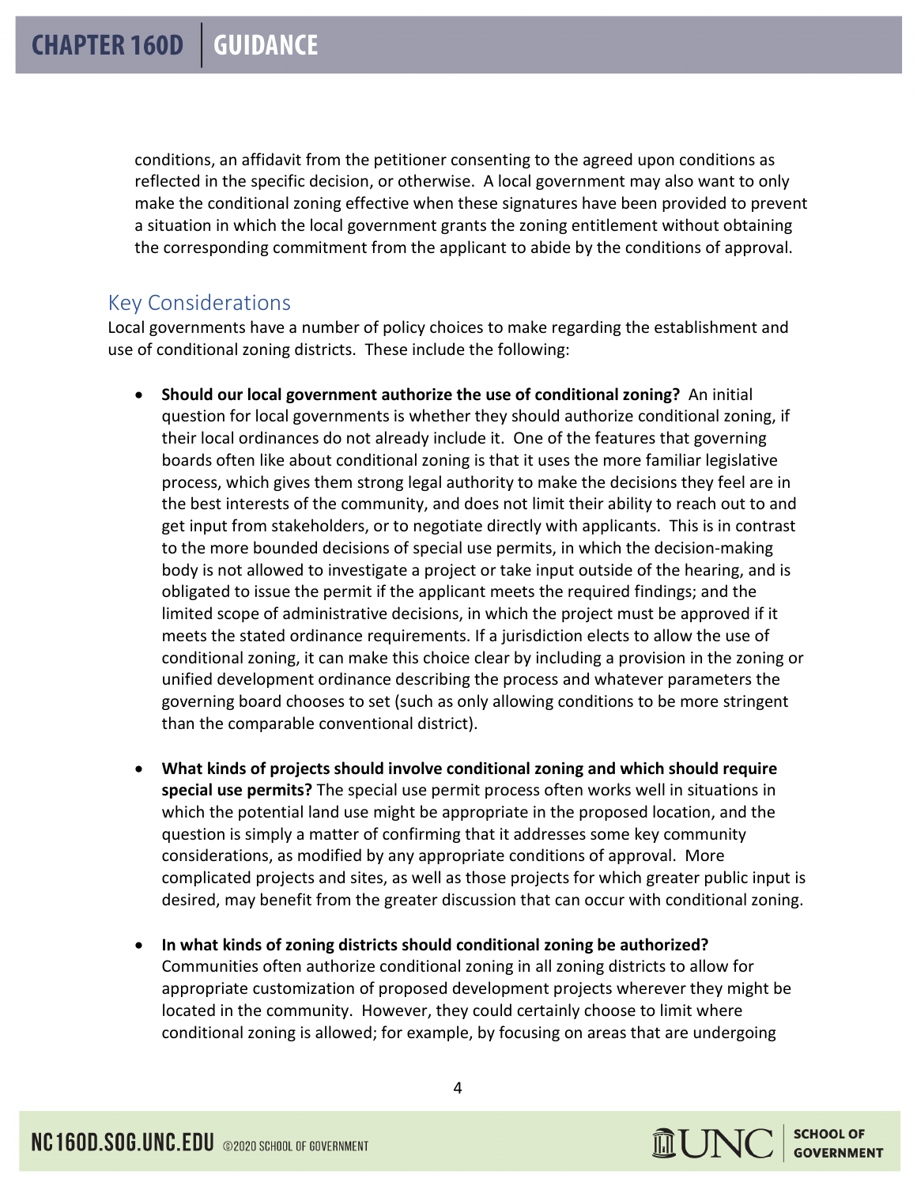conditions, an affidavit from the petitioner consenting to the agreed upon conditions as reflected in the specific decision, or otherwise. A local government may also want to only make the conditional zoning effective when these signatures have been provided to prevent a situation in which the local government grants the zoning entitlement without obtaining the corresponding commitment from the applicant to abide by the conditions of approval.

## Key Considerations

Local governments have a number of policy choices to make regarding the establishment and use of conditional zoning districts. These include the following:

- **Should our local government authorize the use of conditional zoning?** An initial question for local governments is whether they should authorize conditional zoning, if their local ordinances do not already include it. One of the features that governing boards often like about conditional zoning is that it uses the more familiar legislative process, which gives them strong legal authority to make the decisions they feel are in the best interests of the community, and does not limit their ability to reach out to and get input from stakeholders, or to negotiate directly with applicants. This is in contrast to the more bounded decisions of special use permits, in which the decision-making body is not allowed to investigate a project or take input outside of the hearing, and is obligated to issue the permit if the applicant meets the required findings; and the limited scope of administrative decisions, in which the project must be approved if it meets the stated ordinance requirements. If a jurisdiction elects to allow the use of conditional zoning, it can make this choice clear by including a provision in the zoning or unified development ordinance describing the process and whatever parameters the governing board chooses to set (such as only allowing conditions to be more stringent than the comparable conventional district).

- **What kinds of projects should involve conditional zoning and which should require special use permits?** The special use permit process often works well in situations in which the potential land use might be appropriate in the proposed location, and the question is simply a matter of confirming that it addresses some key community considerations, as modified by any appropriate conditions of approval. More complicated projects and sites, as well as those projects for which greater public input is desired, may benefit from the greater discussion that can occur with conditional zoning.

- **In what kinds of zoning districts should conditional zoning be authorized?** Communities often authorize conditional zoning in all zoning districts to allow for appropriate customization of proposed development projects wherever they might be located in the community. However, they could certainly choose to limit where conditional zoning is allowed; for example, by focusing on areas that are undergoing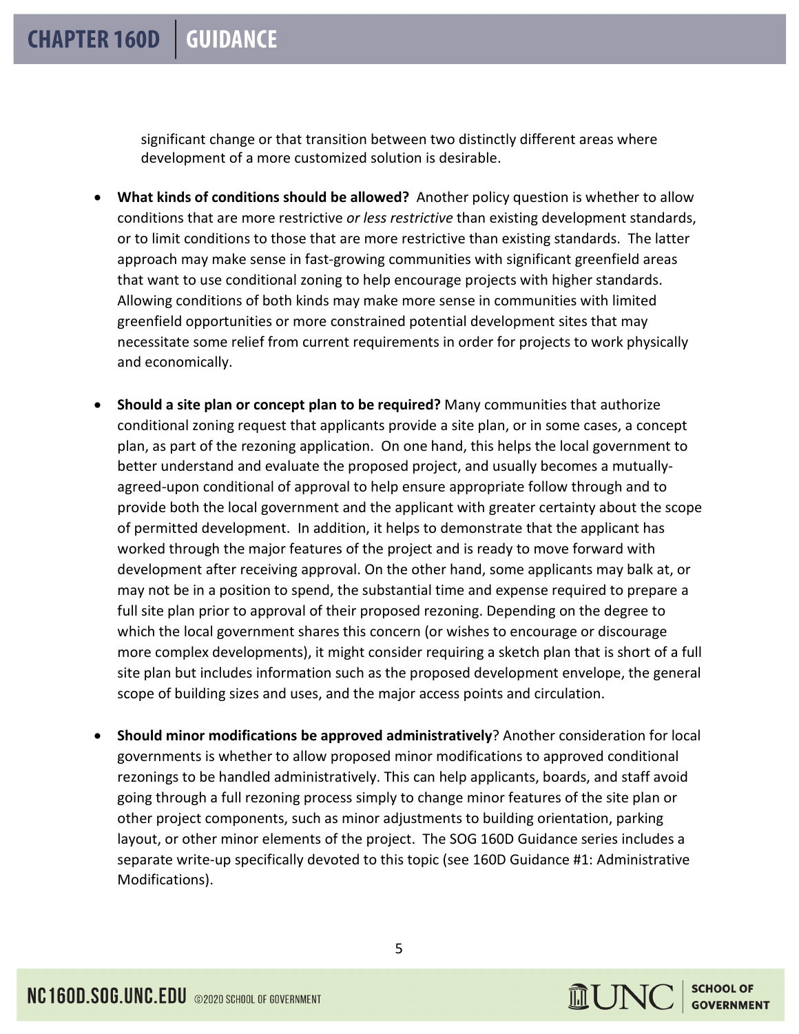significant change or that transition between two distinctly different areas where development of a more customized solution is desirable.

- **What kinds of conditions should be allowed?** Another policy question is whether to allow conditions that are more restrictive *or less restrictive* than existing development standards, or to limit conditions to those that are more restrictive than existing standards. The latter approach may make sense in fast-growing communities with significant greenfield areas that want to use conditional zoning to help encourage projects with higher standards. Allowing conditions of both kinds may make more sense in communities with limited greenfield opportunities or more constrained potential development sites that may necessitate some relief from current requirements in order for projects to work physically and economically.

- **Should a site plan or concept plan to be required?** Many communities that authorize conditional zoning request that applicants provide a site plan, or in some cases, a concept plan, as part of the rezoning application. On one hand, this helps the local government to better understand and evaluate the proposed project, and usually becomes a mutually-agreed-upon conditional of approval to help ensure appropriate follow through and to provide both the local government and the applicant with greater certainty about the scope of permitted development. In addition, it helps to demonstrate that the applicant has worked through the major features of the project and is ready to move forward with development after receiving approval. On the other hand, some applicants may balk at, or may not be in a position to spend, the substantial time and expense required to prepare a full site plan prior to approval of their proposed rezoning. Depending on the degree to which the local government shares this concern (or wishes to encourage or discourage more complex developments), it might consider requiring a sketch plan that is short of a full site plan but includes information such as the proposed development envelope, the general scope of building sizes and uses, and the major access points and circulation.

- **Should minor modifications be approved administratively**? Another consideration for local governments is whether to allow proposed minor modifications to approved conditional rezonings to be handled administratively. This can help applicants, boards, and staff avoid going through a full rezoning process simply to change minor features of the site plan or other project components, such as minor adjustments to building orientation, parking layout, or other minor elements of the project. The SOG 160D Guidance series includes a separate write-up specifically devoted to this topic (see 160D Guidance #1: Administrative Modifications).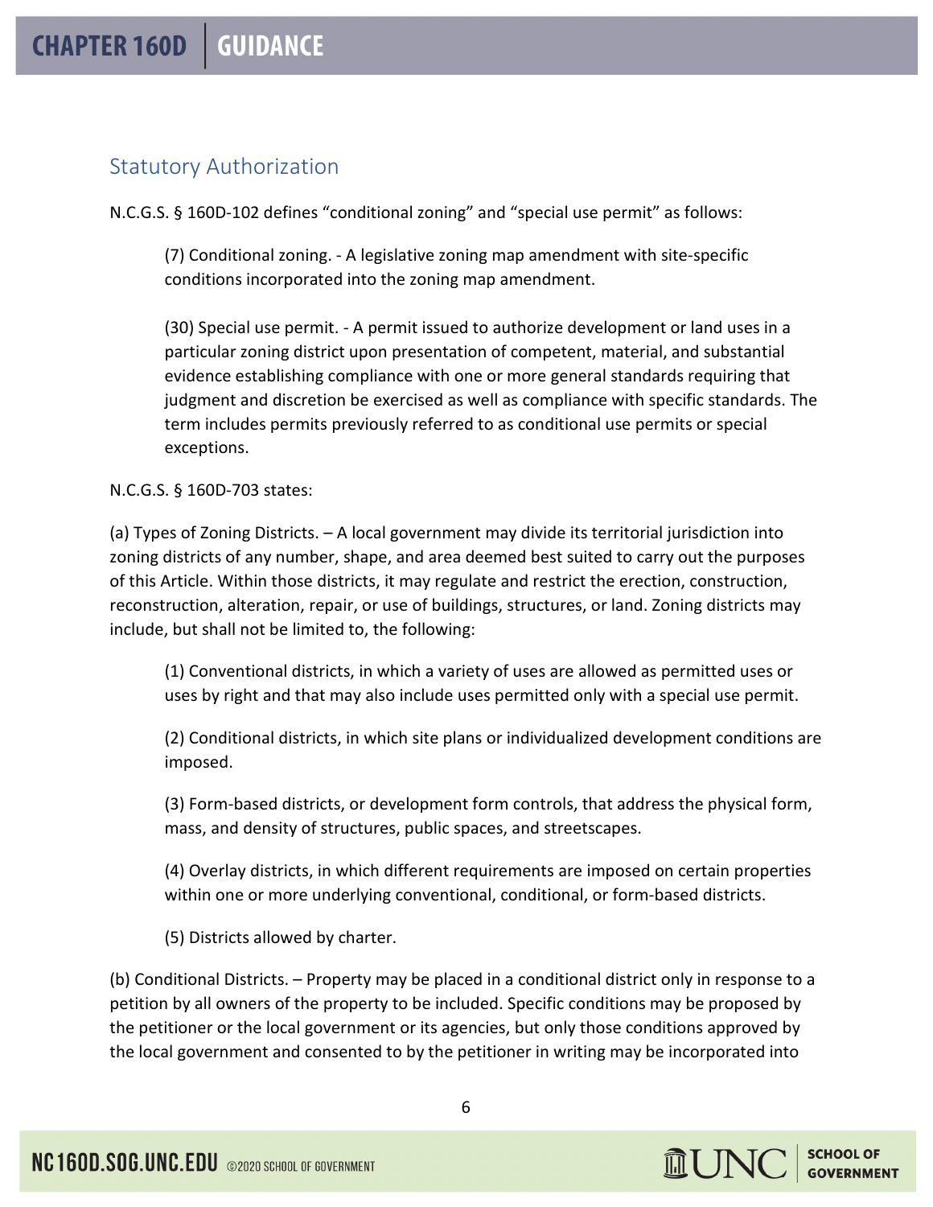## Statutory Authorization

N.C.G.S. § 160D-102 defines "conditional zoning" and "special use permit" as follows:

> (7) Conditional zoning. - A legislative zoning map amendment with site-specific conditions incorporated into the zoning map amendment.
>
> (30) Special use permit. - A permit issued to authorize development or land uses in a particular zoning district upon presentation of competent, material, and substantial evidence establishing compliance with one or more general standards requiring that judgment and discretion be exercised as well as compliance with specific standards. The term includes permits previously referred to as conditional use permits or special exceptions.

N.C.G.S. § 160D-703 states:

(a) Types of Zoning Districts. – A local government may divide its territorial jurisdiction into zoning districts of any number, shape, and area deemed best suited to carry out the purposes of this Article. Within those districts, it may regulate and restrict the erection, construction, reconstruction, alteration, repair, or use of buildings, structures, or land. Zoning districts may include, but shall not be limited to, the following:

> (1) Conventional districts, in which a variety of uses are allowed as permitted uses or uses by right and that may also include uses permitted only with a special use permit.
>
> (2) Conditional districts, in which site plans or individualized development conditions are imposed.
>
> (3) Form-based districts, or development form controls, that address the physical form, mass, and density of structures, public spaces, and streetscapes.
>
> (4) Overlay districts, in which different requirements are imposed on certain properties within one or more underlying conventional, conditional, or form-based districts.
>
> (5) Districts allowed by charter.

(b) Conditional Districts. – Property may be placed in a conditional district only in response to a petition by all owners of the property to be included. Specific conditions may be proposed by the petitioner or the local government or its agencies, but only those conditions approved by the local government and consented to by the petitioner in writing may be incorporated into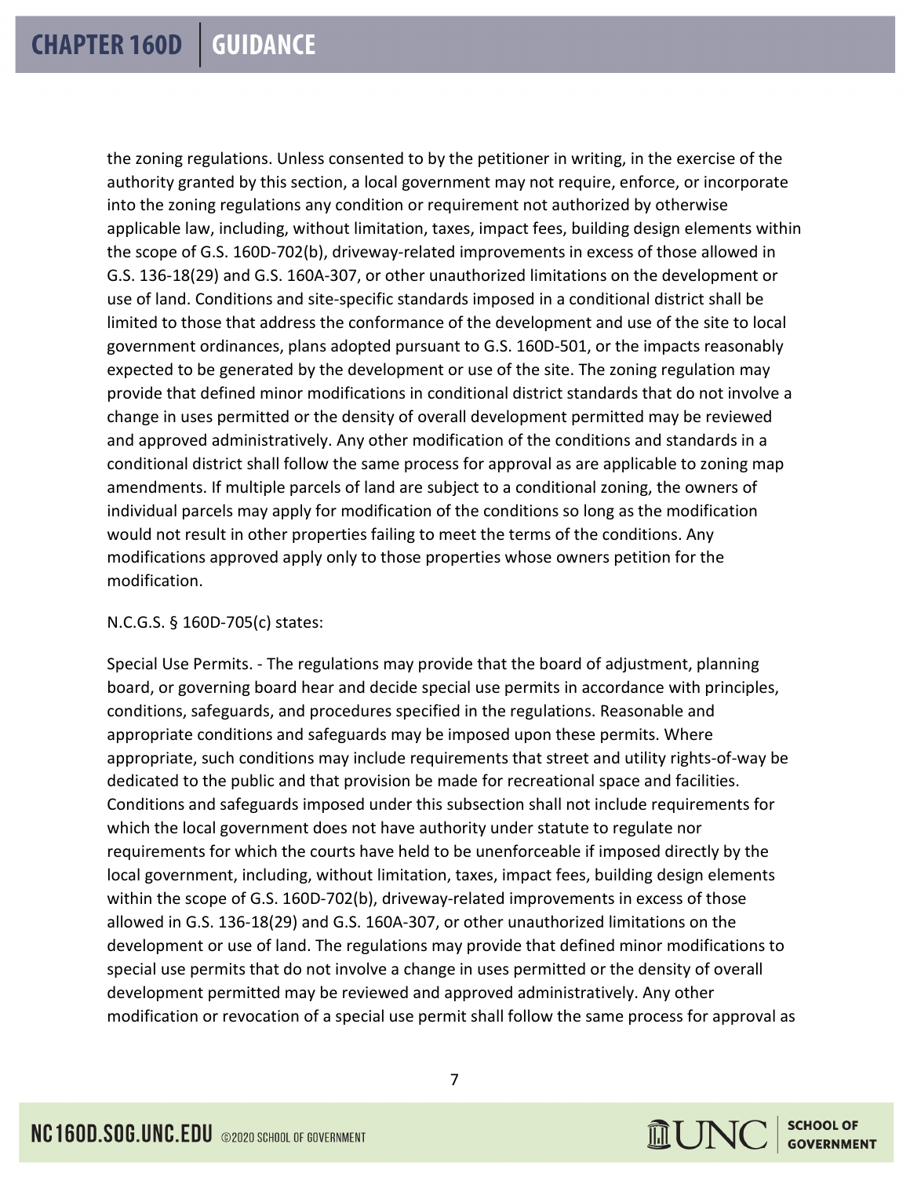the zoning regulations. Unless consented to by the petitioner in writing, in the exercise of the authority granted by this section, a local government may not require, enforce, or incorporate into the zoning regulations any condition or requirement not authorized by otherwise applicable law, including, without limitation, taxes, impact fees, building design elements within the scope of G.S. 160D-702(b), driveway-related improvements in excess of those allowed in G.S. 136-18(29) and G.S. 160A-307, or other unauthorized limitations on the development or use of land. Conditions and site-specific standards imposed in a conditional district shall be limited to those that address the conformance of the development and use of the site to local government ordinances, plans adopted pursuant to G.S. 160D-501, or the impacts reasonably expected to be generated by the development or use of the site. The zoning regulation may provide that defined minor modifications in conditional district standards that do not involve a change in uses permitted or the density of overall development permitted may be reviewed and approved administratively. Any other modification of the conditions and standards in a conditional district shall follow the same process for approval as are applicable to zoning map amendments. If multiple parcels of land are subject to a conditional zoning, the owners of individual parcels may apply for modification of the conditions so long as the modification would not result in other properties failing to meet the terms of the conditions. Any modifications approved apply only to those properties whose owners petition for the modification.

N.C.G.S. § 160D-705(c) states:

Special Use Permits. - The regulations may provide that the board of adjustment, planning board, or governing board hear and decide special use permits in accordance with principles, conditions, safeguards, and procedures specified in the regulations. Reasonable and appropriate conditions and safeguards may be imposed upon these permits. Where appropriate, such conditions may include requirements that street and utility rights-of-way be dedicated to the public and that provision be made for recreational space and facilities. Conditions and safeguards imposed under this subsection shall not include requirements for which the local government does not have authority under statute to regulate nor requirements for which the courts have held to be unenforceable if imposed directly by the local government, including, without limitation, taxes, impact fees, building design elements within the scope of G.S. 160D-702(b), driveway-related improvements in excess of those allowed in G.S. 136-18(29) and G.S. 160A-307, or other unauthorized limitations on the development or use of land. The regulations may provide that defined minor modifications to special use permits that do not involve a change in uses permitted or the density of overall development permitted may be reviewed and approved administratively. Any other modification or revocation of a special use permit shall follow the same process for approval as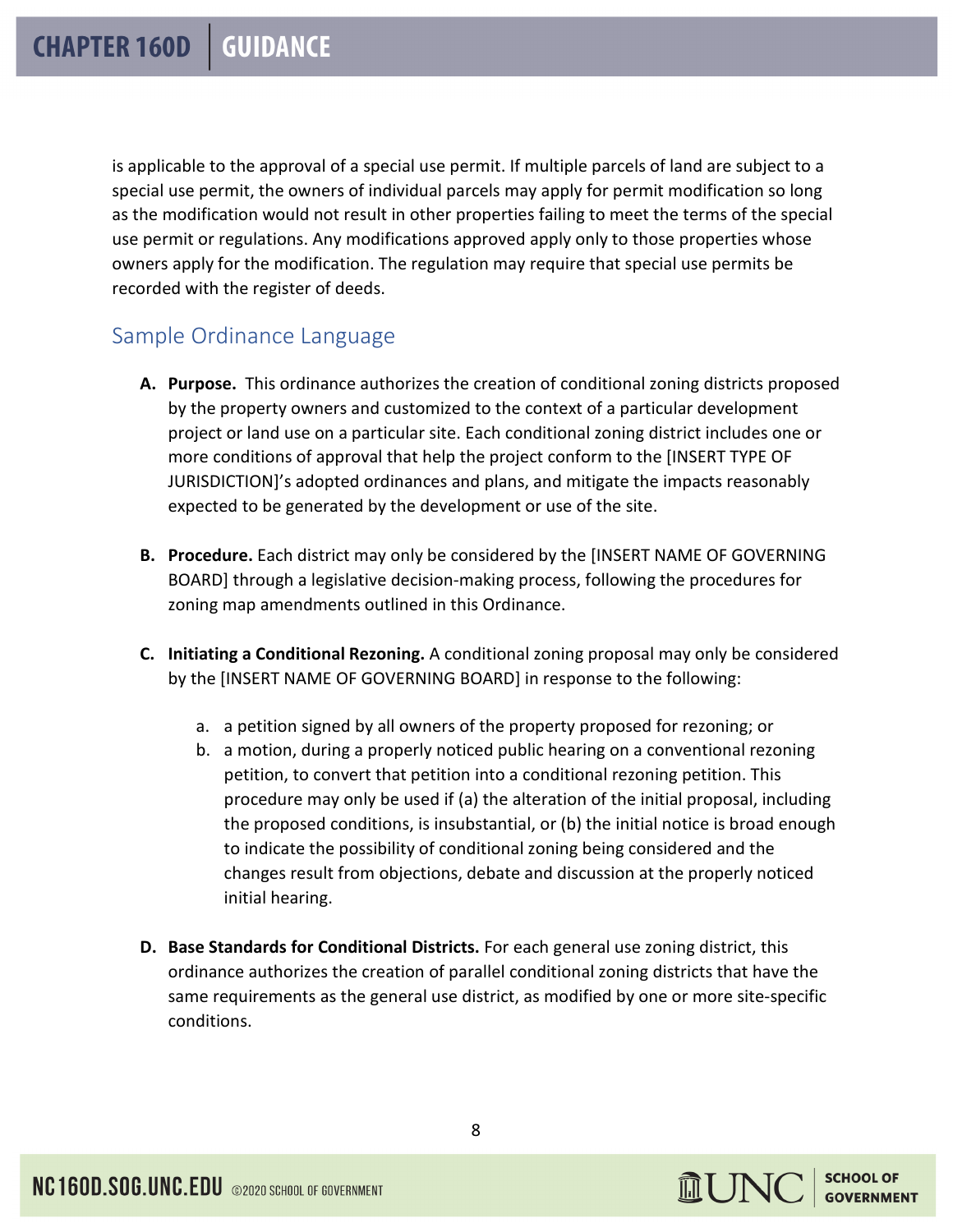is applicable to the approval of a special use permit. If multiple parcels of land are subject to a special use permit, the owners of individual parcels may apply for permit modification so long as the modification would not result in other properties failing to meet the terms of the special use permit or regulations. Any modifications approved apply only to those properties whose owners apply for the modification. The regulation may require that special use permits be recorded with the register of deeds.

## Sample Ordinance Language

**A. Purpose.** This ordinance authorizes the creation of conditional zoning districts proposed by the property owners and customized to the context of a particular development project or land use on a particular site. Each conditional zoning district includes one or more conditions of approval that help the project conform to the [INSERT TYPE OF JURISDICTION]'s adopted ordinances and plans, and mitigate the impacts reasonably expected to be generated by the development or use of the site.

**B. Procedure.** Each district may only be considered by the [INSERT NAME OF GOVERNING BOARD] through a legislative decision-making process, following the procedures for zoning map amendments outlined in this Ordinance.

**C. Initiating a Conditional Rezoning.** A conditional zoning proposal may only be considered by the [INSERT NAME OF GOVERNING BOARD] in response to the following:

   a. a petition signed by all owners of the property proposed for rezoning; or
   b. a motion, during a properly noticed public hearing on a conventional rezoning petition, to convert that petition into a conditional rezoning petition. This procedure may only be used if (a) the alteration of the initial proposal, including the proposed conditions, is insubstantial, or (b) the initial notice is broad enough to indicate the possibility of conditional zoning being considered and the changes result from objections, debate and discussion at the properly noticed initial hearing.

**D. Base Standards for Conditional Districts.** For each general use zoning district, this ordinance authorizes the creation of parallel conditional zoning districts that have the same requirements as the general use district, as modified by one or more site-specific conditions.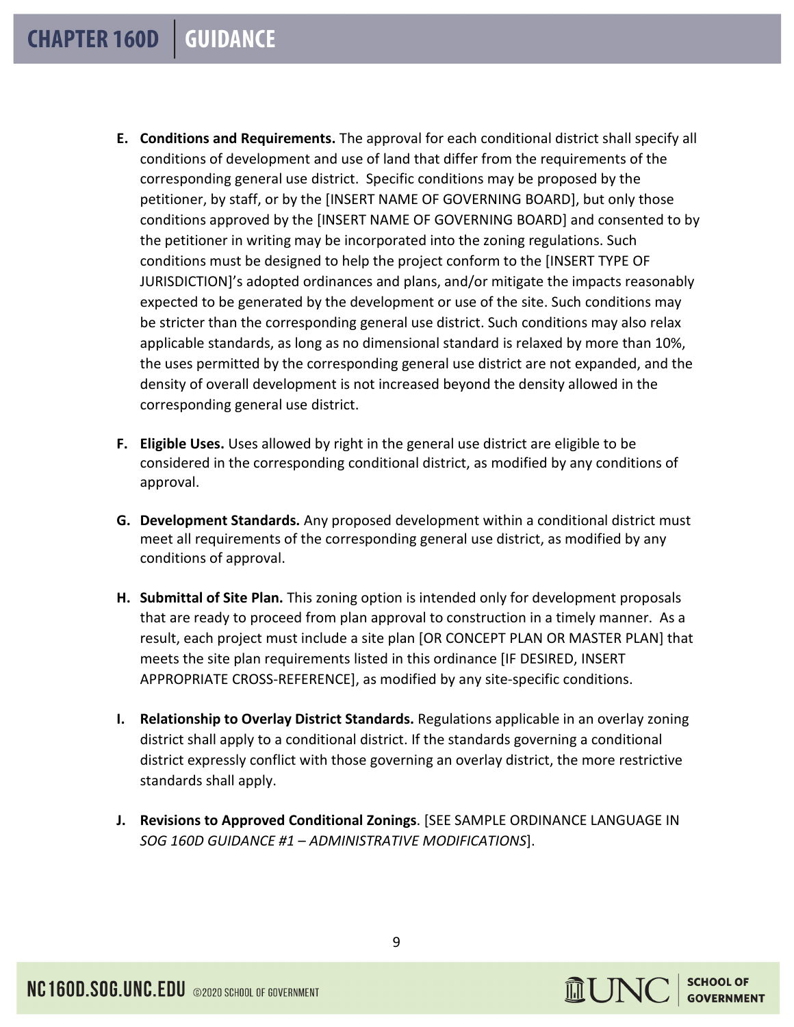**E. Conditions and Requirements.** The approval for each conditional district shall specify all conditions of development and use of land that differ from the requirements of the corresponding general use district. Specific conditions may be proposed by the petitioner, by staff, or by the [INSERT NAME OF GOVERNING BOARD], but only those conditions approved by the [INSERT NAME OF GOVERNING BOARD] and consented to by the petitioner in writing may be incorporated into the zoning regulations. Such conditions must be designed to help the project conform to the [INSERT TYPE OF JURISDICTION]'s adopted ordinances and plans, and/or mitigate the impacts reasonably expected to be generated by the development or use of the site. Such conditions may be stricter than the corresponding general use district. Such conditions may also relax applicable standards, as long as no dimensional standard is relaxed by more than 10%, the uses permitted by the corresponding general use district are not expanded, and the density of overall development is not increased beyond the density allowed in the corresponding general use district.

**F. Eligible Uses.** Uses allowed by right in the general use district are eligible to be considered in the corresponding conditional district, as modified by any conditions of approval.

**G. Development Standards.** Any proposed development within a conditional district must meet all requirements of the corresponding general use district, as modified by any conditions of approval.

**H. Submittal of Site Plan.** This zoning option is intended only for development proposals that are ready to proceed from plan approval to construction in a timely manner. As a result, each project must include a site plan [OR CONCEPT PLAN OR MASTER PLAN] that meets the site plan requirements listed in this ordinance [IF DESIRED, INSERT APPROPRIATE CROSS-REFERENCE], as modified by any site-specific conditions.

**I. Relationship to Overlay District Standards.** Regulations applicable in an overlay zoning district shall apply to a conditional district. If the standards governing a conditional district expressly conflict with those governing an overlay district, the more restrictive standards shall apply.

**J. Revisions to Approved Conditional Zonings**. [SEE SAMPLE ORDINANCE LANGUAGE IN *SOG 160D GUIDANCE #1 – ADMINISTRATIVE MODIFICATIONS*].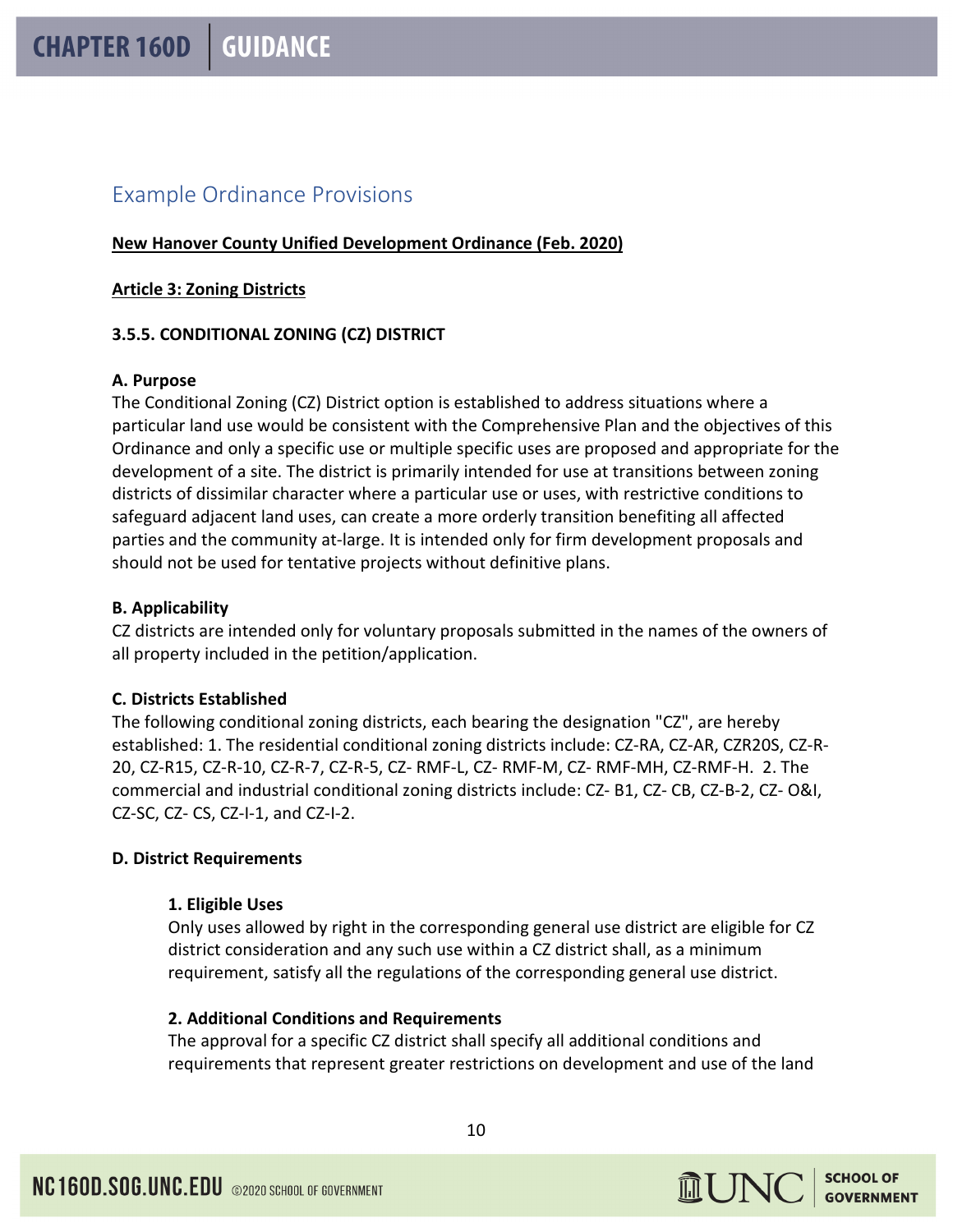## Example Ordinance Provisions

**New Hanover County Unified Development Ordinance (Feb. 2020)**

**Article 3: Zoning Districts**

**3.5.5. CONDITIONAL ZONING (CZ) DISTRICT**

**A. Purpose**

The Conditional Zoning (CZ) District option is established to address situations where a particular land use would be consistent with the Comprehensive Plan and the objectives of this Ordinance and only a specific use or multiple specific uses are proposed and appropriate for the development of a site. The district is primarily intended for use at transitions between zoning districts of dissimilar character where a particular use or uses, with restrictive conditions to safeguard adjacent land uses, can create a more orderly transition benefiting all affected parties and the community at-large. It is intended only for firm development proposals and should not be used for tentative projects without definitive plans.

**B. Applicability**

CZ districts are intended only for voluntary proposals submitted in the names of the owners of all property included in the petition/application.

**C. Districts Established**

The following conditional zoning districts, each bearing the designation "CZ", are hereby established: 1. The residential conditional zoning districts include: CZ-RA, CZ-AR, CZR20S, CZ-R-20, CZ-R15, CZ-R-10, CZ-R-7, CZ-R-5, CZ- RMF-L, CZ- RMF-M, CZ- RMF-MH, CZ-RMF-H. 2. The commercial and industrial conditional zoning districts include: CZ- B1, CZ- CB, CZ-B-2, CZ- O&I, CZ-SC, CZ- CS, CZ-I-1, and CZ-I-2.

**D. District Requirements**

**1. Eligible Uses**

Only uses allowed by right in the corresponding general use district are eligible for CZ district consideration and any such use within a CZ district shall, as a minimum requirement, satisfy all the regulations of the corresponding general use district.

**2. Additional Conditions and Requirements**

The approval for a specific CZ district shall specify all additional conditions and requirements that represent greater restrictions on development and use of the land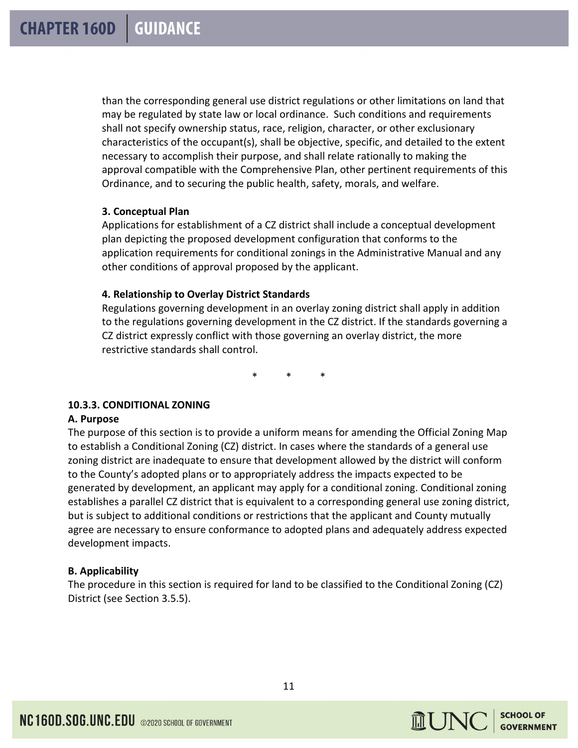than the corresponding general use district regulations or other limitations on land that may be regulated by state law or local ordinance. Such conditions and requirements shall not specify ownership status, race, religion, character, or other exclusionary characteristics of the occupant(s), shall be objective, specific, and detailed to the extent necessary to accomplish their purpose, and shall relate rationally to making the approval compatible with the Comprehensive Plan, other pertinent requirements of this Ordinance, and to securing the public health, safety, morals, and welfare.

**3. Conceptual Plan**

Applications for establishment of a CZ district shall include a conceptual development plan depicting the proposed development configuration that conforms to the application requirements for conditional zonings in the Administrative Manual and any other conditions of approval proposed by the applicant.

**4. Relationship to Overlay District Standards**

Regulations governing development in an overlay zoning district shall apply in addition to the regulations governing development in the CZ district. If the standards governing a CZ district expressly conflict with those governing an overlay district, the more restrictive standards shall control.

\* \* \*

**10.3.3. CONDITIONAL ZONING**

**A. Purpose**

The purpose of this section is to provide a uniform means for amending the Official Zoning Map to establish a Conditional Zoning (CZ) district. In cases where the standards of a general use zoning district are inadequate to ensure that development allowed by the district will conform to the County's adopted plans or to appropriately address the impacts expected to be generated by development, an applicant may apply for a conditional zoning. Conditional zoning establishes a parallel CZ district that is equivalent to a corresponding general use zoning district, but is subject to additional conditions or restrictions that the applicant and County mutually agree are necessary to ensure conformance to adopted plans and adequately address expected development impacts.

**B. Applicability**

The procedure in this section is required for land to be classified to the Conditional Zoning (CZ) District (see Section 3.5.5).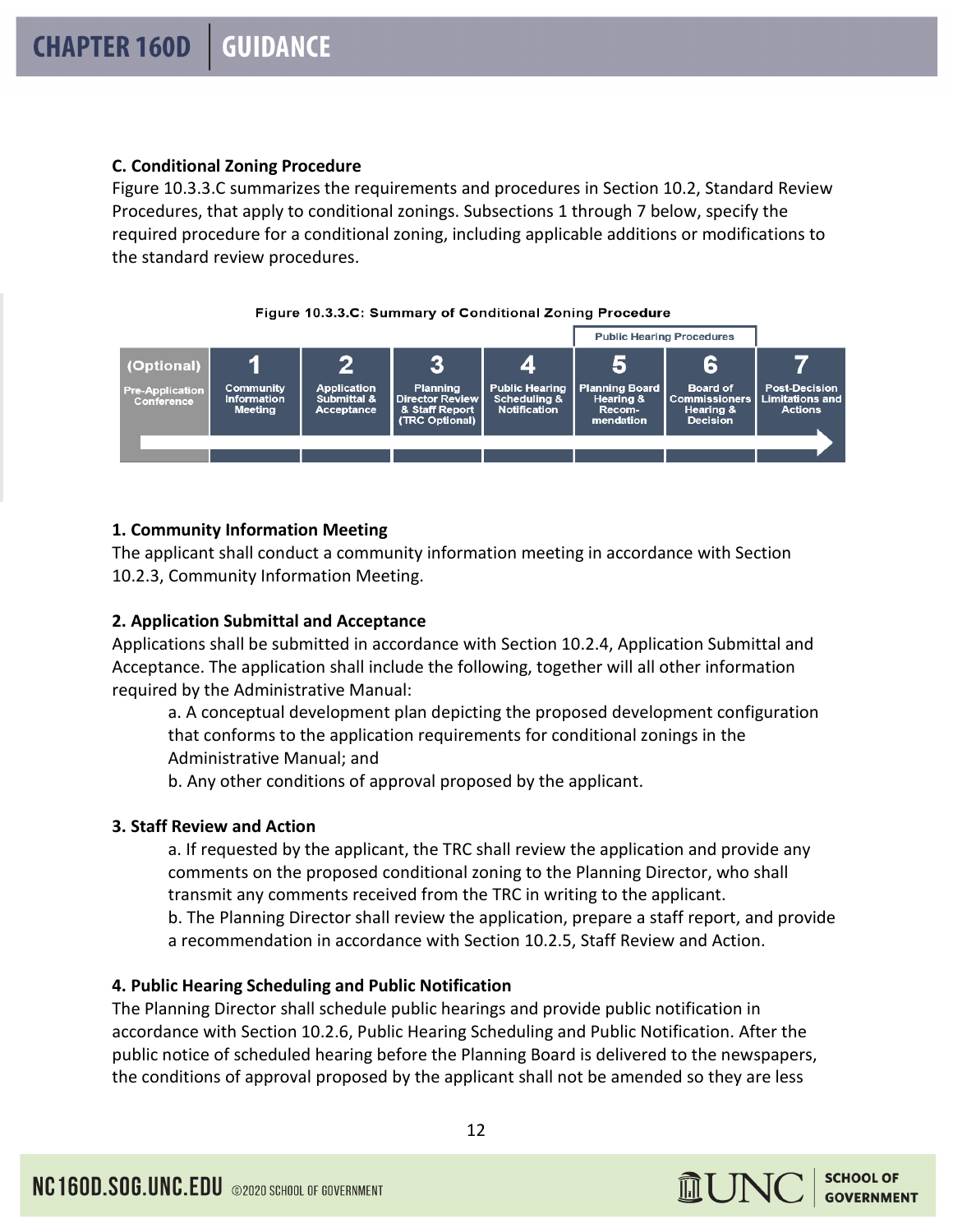### C. Conditional Zoning Procedure

Figure 10.3.3.C summarizes the requirements and procedures in Section 10.2, Standard Review Procedures, that apply to conditional zonings. Subsections 1 through 7 below, specify the required procedure for a conditional zoning, including applicable additions or modifications to the standard review procedures.

**Figure 10.3.3.C: Summary of Conditional Zoning Procedure**

| (Optional) | 1 | 2 | 3 | 4 | 5 | 6 | 7 |
|---|---|---|---|---|---|---|---|
| | | | | | Public Hearing Procedures | | |
| Pre-Application Conference | Community Information Meeting | Application Submittal & Acceptance | Planning Director Review & Staff Report (TRC Optional) | Public Hearing Scheduling & Notification | Planning Board Hearing & Recom-mendation | Board of Commissioners Hearing & Decision | Post-Decision Limitations and Actions |

#### 1. Community Information Meeting

The applicant shall conduct a community information meeting in accordance with Section 10.2.3, Community Information Meeting.

#### 2. Application Submittal and Acceptance

Applications shall be submitted in accordance with Section 10.2.4, Application Submittal and Acceptance. The application shall include the following, together will all other information required by the Administrative Manual:

a. A conceptual development plan depicting the proposed development configuration that conforms to the application requirements for conditional zonings in the Administrative Manual; and

b. Any other conditions of approval proposed by the applicant.

#### 3. Staff Review and Action

a. If requested by the applicant, the TRC shall review the application and provide any comments on the proposed conditional zoning to the Planning Director, who shall transmit any comments received from the TRC in writing to the applicant.

b. The Planning Director shall review the application, prepare a staff report, and provide a recommendation in accordance with Section 10.2.5, Staff Review and Action.

#### 4. Public Hearing Scheduling and Public Notification

The Planning Director shall schedule public hearings and provide public notification in accordance with Section 10.2.6, Public Hearing Scheduling and Public Notification. After the public notice of scheduled hearing before the Planning Board is delivered to the newspapers, the conditions of approval proposed by the applicant shall not be amended so they are less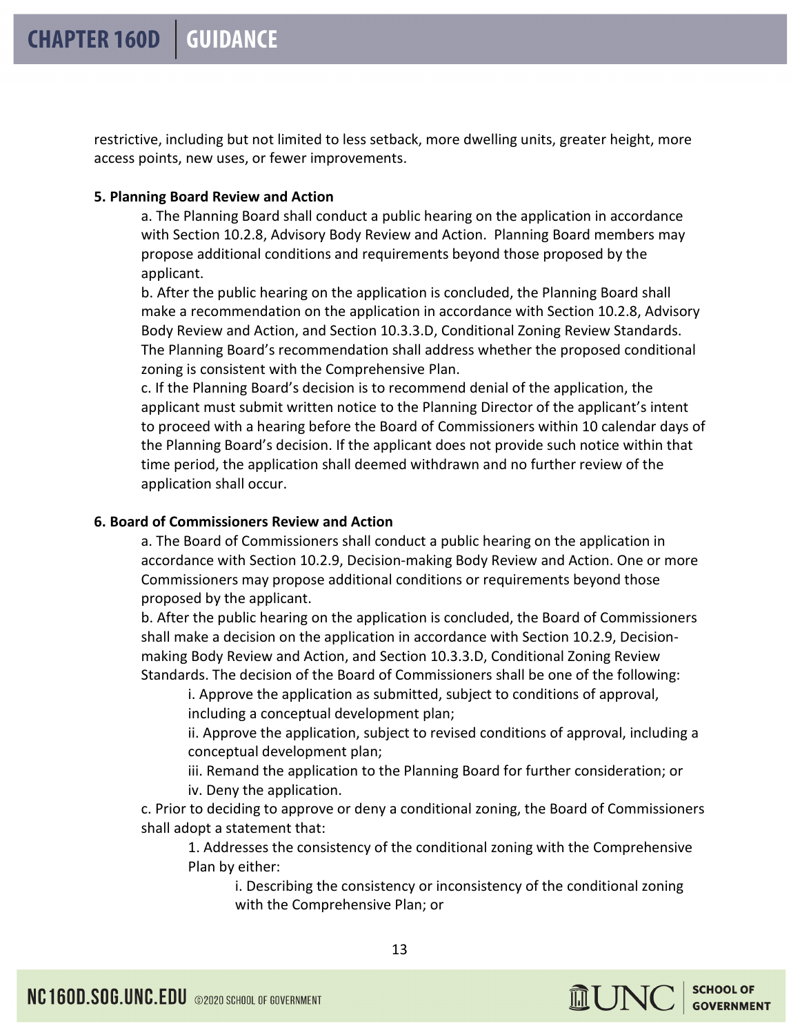restrictive, including but not limited to less setback, more dwelling units, greater height, more access points, new uses, or fewer improvements.

**5. Planning Board Review and Action**

a. The Planning Board shall conduct a public hearing on the application in accordance with Section 10.2.8, Advisory Body Review and Action. Planning Board members may propose additional conditions and requirements beyond those proposed by the applicant.

b. After the public hearing on the application is concluded, the Planning Board shall make a recommendation on the application in accordance with Section 10.2.8, Advisory Body Review and Action, and Section 10.3.3.D, Conditional Zoning Review Standards. The Planning Board's recommendation shall address whether the proposed conditional zoning is consistent with the Comprehensive Plan.

c. If the Planning Board's decision is to recommend denial of the application, the applicant must submit written notice to the Planning Director of the applicant's intent to proceed with a hearing before the Board of Commissioners within 10 calendar days of the Planning Board's decision. If the applicant does not provide such notice within that time period, the application shall deemed withdrawn and no further review of the application shall occur.

**6. Board of Commissioners Review and Action**

a. The Board of Commissioners shall conduct a public hearing on the application in accordance with Section 10.2.9, Decision-making Body Review and Action. One or more Commissioners may propose additional conditions or requirements beyond those proposed by the applicant.

b. After the public hearing on the application is concluded, the Board of Commissioners shall make a decision on the application in accordance with Section 10.2.9, Decision-making Body Review and Action, and Section 10.3.3.D, Conditional Zoning Review Standards. The decision of the Board of Commissioners shall be one of the following:

i. Approve the application as submitted, subject to conditions of approval, including a conceptual development plan;

ii. Approve the application, subject to revised conditions of approval, including a conceptual development plan;

iii. Remand the application to the Planning Board for further consideration; or

iv. Deny the application.

c. Prior to deciding to approve or deny a conditional zoning, the Board of Commissioners shall adopt a statement that:

1. Addresses the consistency of the conditional zoning with the Comprehensive Plan by either:

i. Describing the consistency or inconsistency of the conditional zoning with the Comprehensive Plan; or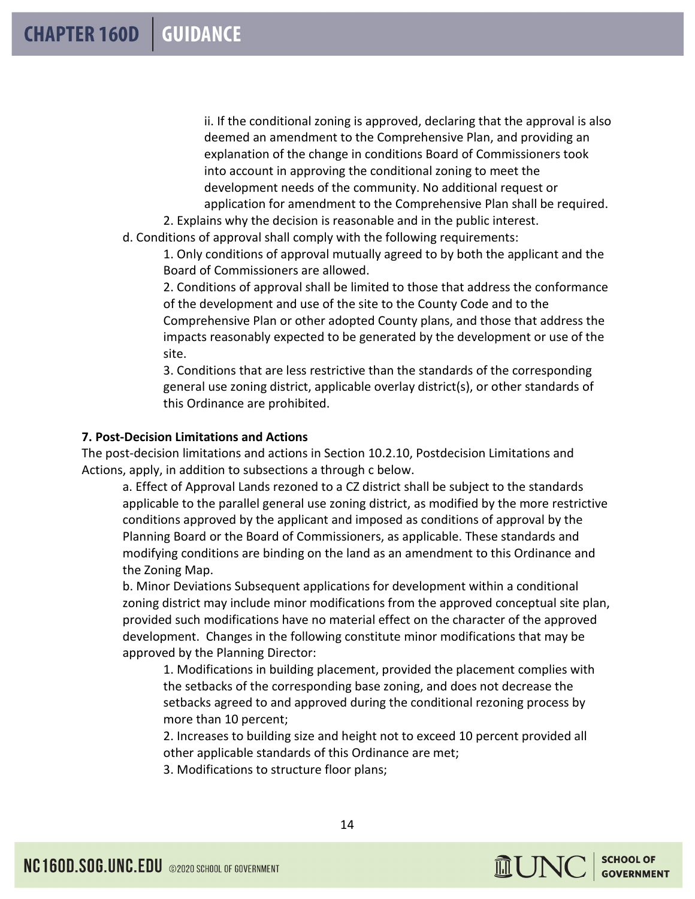ii. If the conditional zoning is approved, declaring that the approval is also deemed an amendment to the Comprehensive Plan, and providing an explanation of the change in conditions Board of Commissioners took into account in approving the conditional zoning to meet the development needs of the community. No additional request or application for amendment to the Comprehensive Plan shall be required.

2. Explains why the decision is reasonable and in the public interest.

d. Conditions of approval shall comply with the following requirements:

1. Only conditions of approval mutually agreed to by both the applicant and the Board of Commissioners are allowed.

2. Conditions of approval shall be limited to those that address the conformance of the development and use of the site to the County Code and to the Comprehensive Plan or other adopted County plans, and those that address the impacts reasonably expected to be generated by the development or use of the site.

3. Conditions that are less restrictive than the standards of the corresponding general use zoning district, applicable overlay district(s), or other standards of this Ordinance are prohibited.

**7. Post-Decision Limitations and Actions**

The post-decision limitations and actions in Section 10.2.10, Postdecision Limitations and Actions, apply, in addition to subsections a through c below.

a. Effect of Approval Lands rezoned to a CZ district shall be subject to the standards applicable to the parallel general use zoning district, as modified by the more restrictive conditions approved by the applicant and imposed as conditions of approval by the Planning Board or the Board of Commissioners, as applicable. These standards and modifying conditions are binding on the land as an amendment to this Ordinance and the Zoning Map.

b. Minor Deviations Subsequent applications for development within a conditional zoning district may include minor modifications from the approved conceptual site plan, provided such modifications have no material effect on the character of the approved development. Changes in the following constitute minor modifications that may be approved by the Planning Director:

1. Modifications in building placement, provided the placement complies with the setbacks of the corresponding base zoning, and does not decrease the setbacks agreed to and approved during the conditional rezoning process by more than 10 percent;

2. Increases to building size and height not to exceed 10 percent provided all other applicable standards of this Ordinance are met;

3. Modifications to structure floor plans;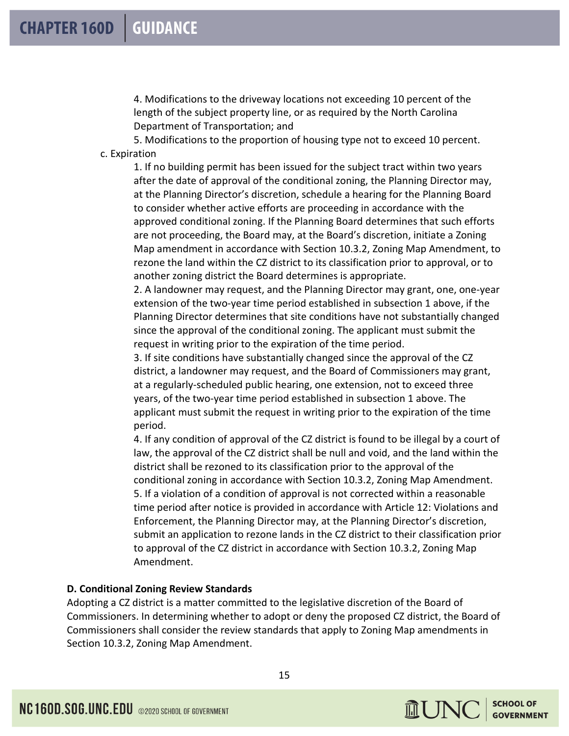4. Modifications to the driveway locations not exceeding 10 percent of the length of the subject property line, or as required by the North Carolina Department of Transportation; and

5. Modifications to the proportion of housing type not to exceed 10 percent.

c. Expiration

1. If no building permit has been issued for the subject tract within two years after the date of approval of the conditional zoning, the Planning Director may, at the Planning Director's discretion, schedule a hearing for the Planning Board to consider whether active efforts are proceeding in accordance with the approved conditional zoning. If the Planning Board determines that such efforts are not proceeding, the Board may, at the Board's discretion, initiate a Zoning Map amendment in accordance with Section 10.3.2, Zoning Map Amendment, to rezone the land within the CZ district to its classification prior to approval, or to another zoning district the Board determines is appropriate.

2. A landowner may request, and the Planning Director may grant, one, one-year extension of the two-year time period established in subsection 1 above, if the Planning Director determines that site conditions have not substantially changed since the approval of the conditional zoning. The applicant must submit the request in writing prior to the expiration of the time period.

3. If site conditions have substantially changed since the approval of the CZ district, a landowner may request, and the Board of Commissioners may grant, at a regularly-scheduled public hearing, one extension, not to exceed three years, of the two-year time period established in subsection 1 above. The applicant must submit the request in writing prior to the expiration of the time period.

4. If any condition of approval of the CZ district is found to be illegal by a court of law, the approval of the CZ district shall be null and void, and the land within the district shall be rezoned to its classification prior to the approval of the conditional zoning in accordance with Section 10.3.2, Zoning Map Amendment.

5. If a violation of a condition of approval is not corrected within a reasonable time period after notice is provided in accordance with Article 12: Violations and Enforcement, the Planning Director may, at the Planning Director's discretion, submit an application to rezone lands in the CZ district to their classification prior to approval of the CZ district in accordance with Section 10.3.2, Zoning Map Amendment.

**D. Conditional Zoning Review Standards**

Adopting a CZ district is a matter committed to the legislative discretion of the Board of Commissioners. In determining whether to adopt or deny the proposed CZ district, the Board of Commissioners shall consider the review standards that apply to Zoning Map amendments in Section 10.3.2, Zoning Map Amendment.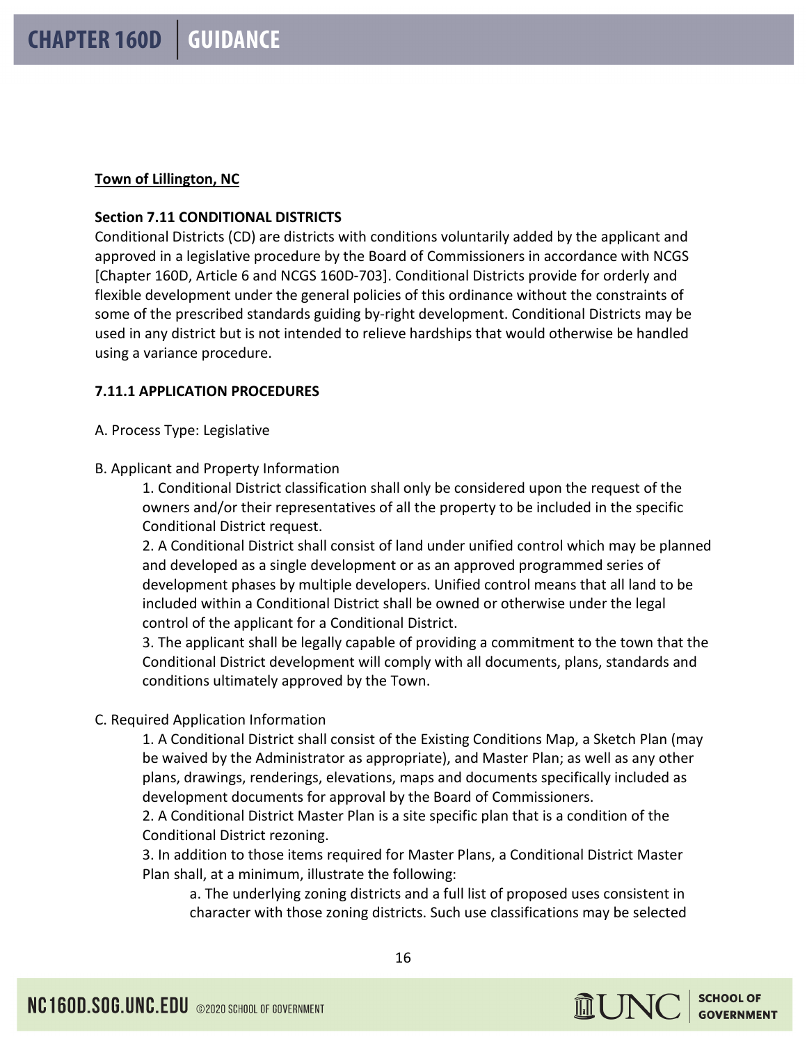**Town of Lillington, NC**

**Section 7.11 CONDITIONAL DISTRICTS**

Conditional Districts (CD) are districts with conditions voluntarily added by the applicant and approved in a legislative procedure by the Board of Commissioners in accordance with NCGS [Chapter 160D, Article 6 and NCGS 160D-703]. Conditional Districts provide for orderly and flexible development under the general policies of this ordinance without the constraints of some of the prescribed standards guiding by-right development. Conditional Districts may be used in any district but is not intended to relieve hardships that would otherwise be handled using a variance procedure.

**7.11.1 APPLICATION PROCEDURES**

A. Process Type: Legislative

B. Applicant and Property Information

1. Conditional District classification shall only be considered upon the request of the owners and/or their representatives of all the property to be included in the specific Conditional District request.
2. A Conditional District shall consist of land under unified control which may be planned and developed as a single development or as an approved programmed series of development phases by multiple developers. Unified control means that all land to be included within a Conditional District shall be owned or otherwise under the legal control of the applicant for a Conditional District.
3. The applicant shall be legally capable of providing a commitment to the town that the Conditional District development will comply with all documents, plans, standards and conditions ultimately approved by the Town.

C. Required Application Information

1. A Conditional District shall consist of the Existing Conditions Map, a Sketch Plan (may be waived by the Administrator as appropriate), and Master Plan; as well as any other plans, drawings, renderings, elevations, maps and documents specifically included as development documents for approval by the Board of Commissioners.
2. A Conditional District Master Plan is a site specific plan that is a condition of the Conditional District rezoning.
3. In addition to those items required for Master Plans, a Conditional District Master Plan shall, at a minimum, illustrate the following:
   a. The underlying zoning districts and a full list of proposed uses consistent in character with those zoning districts. Such use classifications may be selected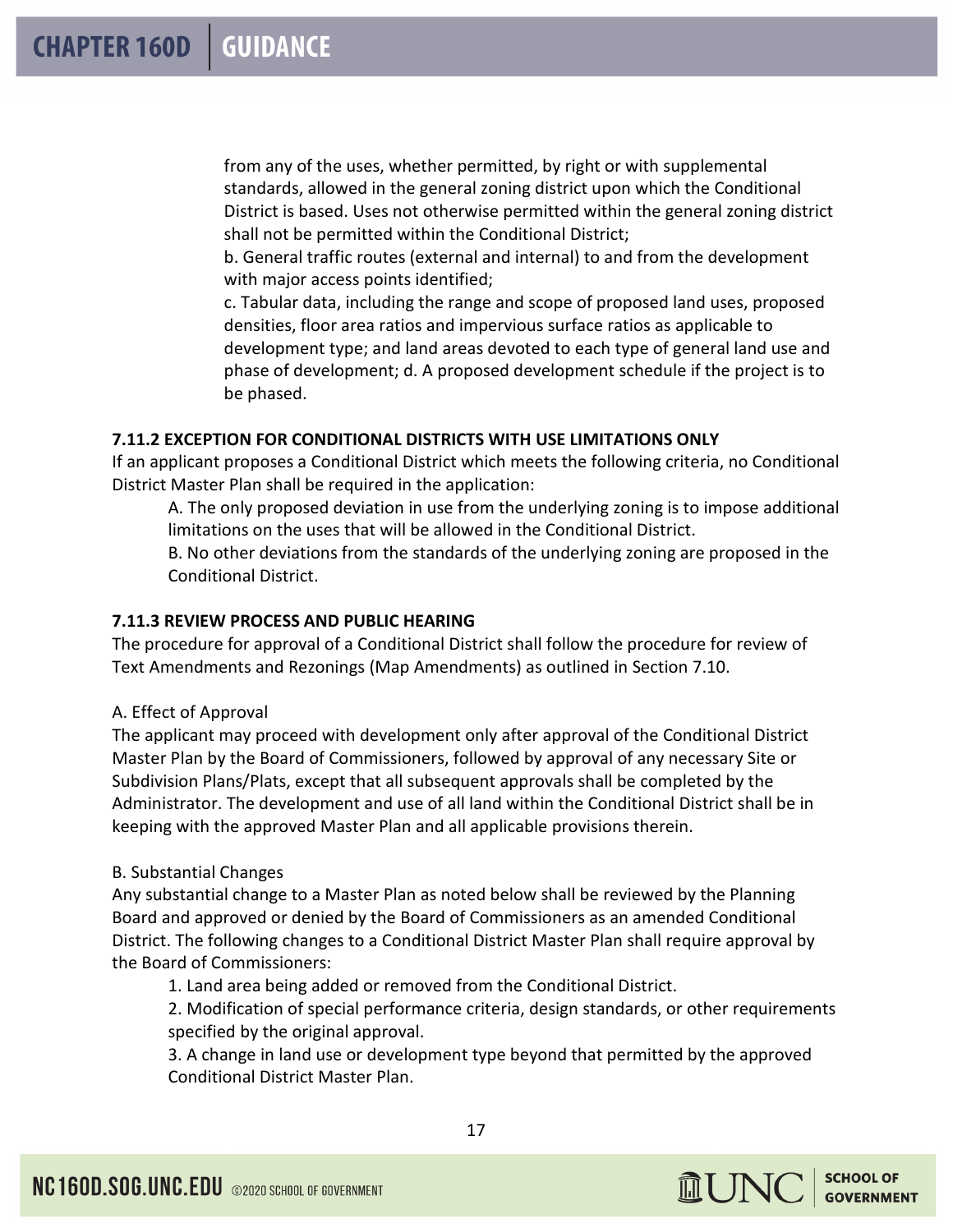from any of the uses, whether permitted, by right or with supplemental standards, allowed in the general zoning district upon which the Conditional District is based. Uses not otherwise permitted within the general zoning district shall not be permitted within the Conditional District;

b. General traffic routes (external and internal) to and from the development with major access points identified;

c. Tabular data, including the range and scope of proposed land uses, proposed densities, floor area ratios and impervious surface ratios as applicable to development type; and land areas devoted to each type of general land use and phase of development; d. A proposed development schedule if the project is to be phased.

**7.11.2 EXCEPTION FOR CONDITIONAL DISTRICTS WITH USE LIMITATIONS ONLY**

If an applicant proposes a Conditional District which meets the following criteria, no Conditional District Master Plan shall be required in the application:

A. The only proposed deviation in use from the underlying zoning is to impose additional limitations on the uses that will be allowed in the Conditional District.

B. No other deviations from the standards of the underlying zoning are proposed in the Conditional District.

**7.11.3 REVIEW PROCESS AND PUBLIC HEARING**

The procedure for approval of a Conditional District shall follow the procedure for review of Text Amendments and Rezonings (Map Amendments) as outlined in Section 7.10.

A. Effect of Approval

The applicant may proceed with development only after approval of the Conditional District Master Plan by the Board of Commissioners, followed by approval of any necessary Site or Subdivision Plans/Plats, except that all subsequent approvals shall be completed by the Administrator. The development and use of all land within the Conditional District shall be in keeping with the approved Master Plan and all applicable provisions therein.

B. Substantial Changes

Any substantial change to a Master Plan as noted below shall be reviewed by the Planning Board and approved or denied by the Board of Commissioners as an amended Conditional District. The following changes to a Conditional District Master Plan shall require approval by the Board of Commissioners:

1. Land area being added or removed from the Conditional District.
2. Modification of special performance criteria, design standards, or other requirements specified by the original approval.
3. A change in land use or development type beyond that permitted by the approved Conditional District Master Plan.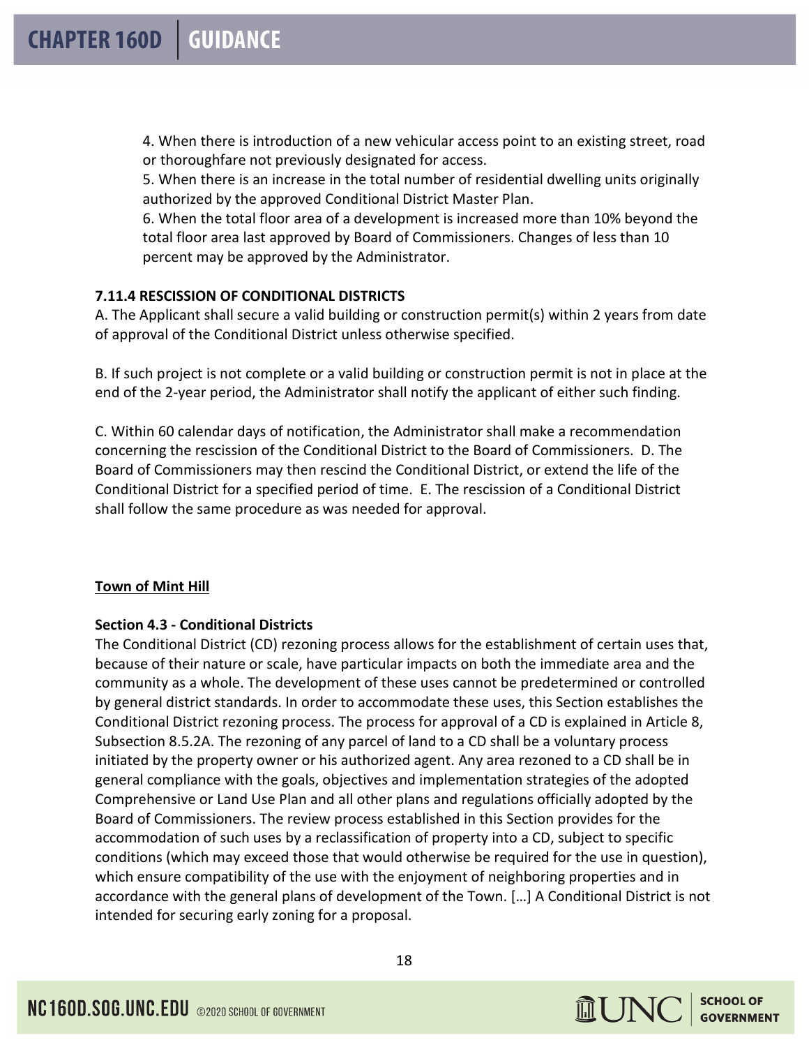4. When there is introduction of a new vehicular access point to an existing street, road or thoroughfare not previously designated for access.
5. When there is an increase in the total number of residential dwelling units originally authorized by the approved Conditional District Master Plan.
6. When the total floor area of a development is increased more than 10% beyond the total floor area last approved by Board of Commissioners. Changes of less than 10 percent may be approved by the Administrator.

**7.11.4 RESCISSION OF CONDITIONAL DISTRICTS**

A. The Applicant shall secure a valid building or construction permit(s) within 2 years from date of approval of the Conditional District unless otherwise specified.

B. If such project is not complete or a valid building or construction permit is not in place at the end of the 2-year period, the Administrator shall notify the applicant of either such finding.

C. Within 60 calendar days of notification, the Administrator shall make a recommendation concerning the rescission of the Conditional District to the Board of Commissioners. D. The Board of Commissioners may then rescind the Conditional District, or extend the life of the Conditional District for a specified period of time. E. The rescission of a Conditional District shall follow the same procedure as was needed for approval.

**Town of Mint Hill**

**Section 4.3 - Conditional Districts**

The Conditional District (CD) rezoning process allows for the establishment of certain uses that, because of their nature or scale, have particular impacts on both the immediate area and the community as a whole. The development of these uses cannot be predetermined or controlled by general district standards. In order to accommodate these uses, this Section establishes the Conditional District rezoning process. The process for approval of a CD is explained in Article 8, Subsection 8.5.2A. The rezoning of any parcel of land to a CD shall be a voluntary process initiated by the property owner or his authorized agent. Any area rezoned to a CD shall be in general compliance with the goals, objectives and implementation strategies of the adopted Comprehensive or Land Use Plan and all other plans and regulations officially adopted by the Board of Commissioners. The review process established in this Section provides for the accommodation of such uses by a reclassification of property into a CD, subject to specific conditions (which may exceed those that would otherwise be required for the use in question), which ensure compatibility of the use with the enjoyment of neighboring properties and in accordance with the general plans of development of the Town. […] A Conditional District is not intended for securing early zoning for a proposal.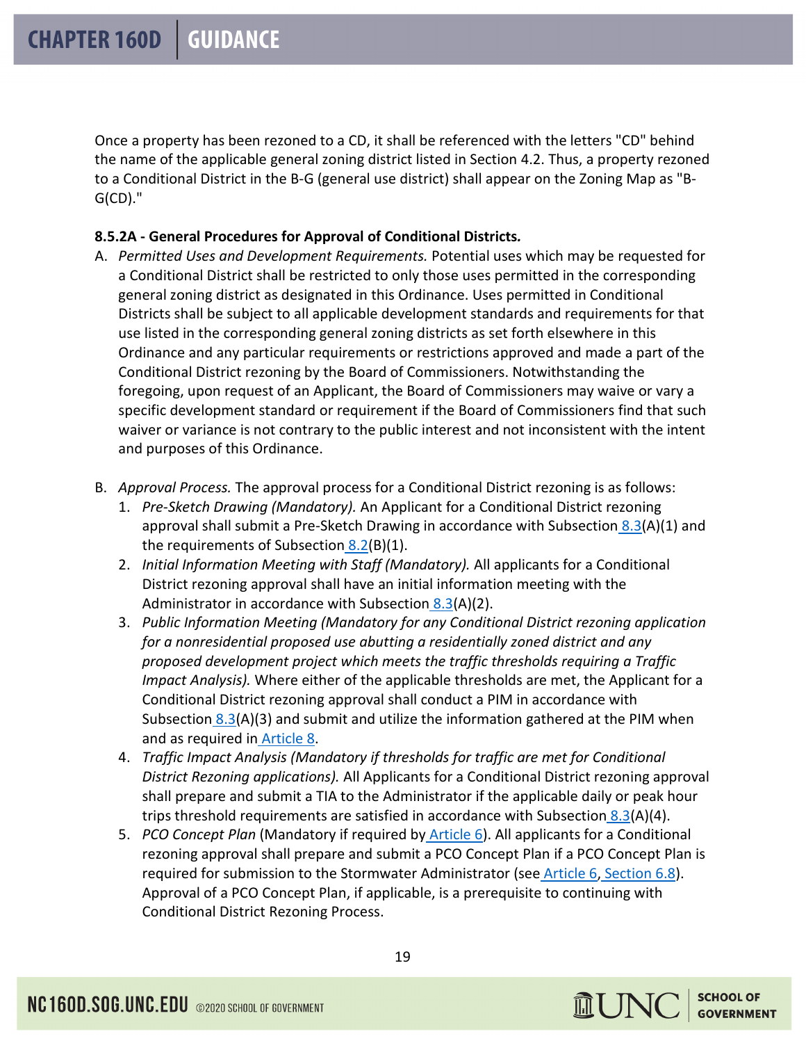Once a property has been rezoned to a CD, it shall be referenced with the letters "CD" behind the name of the applicable general zoning district listed in Section 4.2. Thus, a property rezoned to a Conditional District in the B-G (general use district) shall appear on the Zoning Map as "B-G(CD)."

**8.5.2A - General Procedures for Approval of Conditional Districts.**

A. *Permitted Uses and Development Requirements.* Potential uses which may be requested for a Conditional District shall be restricted to only those uses permitted in the corresponding general zoning district as designated in this Ordinance. Uses permitted in Conditional Districts shall be subject to all applicable development standards and requirements for that use listed in the corresponding general zoning districts as set forth elsewhere in this Ordinance and any particular requirements or restrictions approved and made a part of the Conditional District rezoning by the Board of Commissioners. Notwithstanding the foregoing, upon request of an Applicant, the Board of Commissioners may waive or vary a specific development standard or requirement if the Board of Commissioners find that such waiver or variance is not contrary to the public interest and not inconsistent with the intent and purposes of this Ordinance.

B. *Approval Process.* The approval process for a Conditional District rezoning is as follows:
   1. *Pre-Sketch Drawing (Mandatory).* An Applicant for a Conditional District rezoning approval shall submit a Pre-Sketch Drawing in accordance with Subsection 8.3(A)(1) and the requirements of Subsection 8.2(B)(1).
   2. *Initial Information Meeting with Staff (Mandatory).* All applicants for a Conditional District rezoning approval shall have an initial information meeting with the Administrator in accordance with Subsection 8.3(A)(2).
   3. *Public Information Meeting (Mandatory for any Conditional District rezoning application for a nonresidential proposed use abutting a residentially zoned district and any proposed development project which meets the traffic thresholds requiring a Traffic Impact Analysis).* Where either of the applicable thresholds are met, the Applicant for a Conditional District rezoning approval shall conduct a PIM in accordance with Subsection 8.3(A)(3) and submit and utilize the information gathered at the PIM when and as required in Article 8.
   4. *Traffic Impact Analysis (Mandatory if thresholds for traffic are met for Conditional District Rezoning applications).* All Applicants for a Conditional District rezoning approval shall prepare and submit a TIA to the Administrator if the applicable daily or peak hour trips threshold requirements are satisfied in accordance with Subsection 8.3(A)(4).
   5. *PCO Concept Plan* (Mandatory if required by Article 6). All applicants for a Conditional rezoning approval shall prepare and submit a PCO Concept Plan if a PCO Concept Plan is required for submission to the Stormwater Administrator (see Article 6, Section 6.8). Approval of a PCO Concept Plan, if applicable, is a prerequisite to continuing with Conditional District Rezoning Process.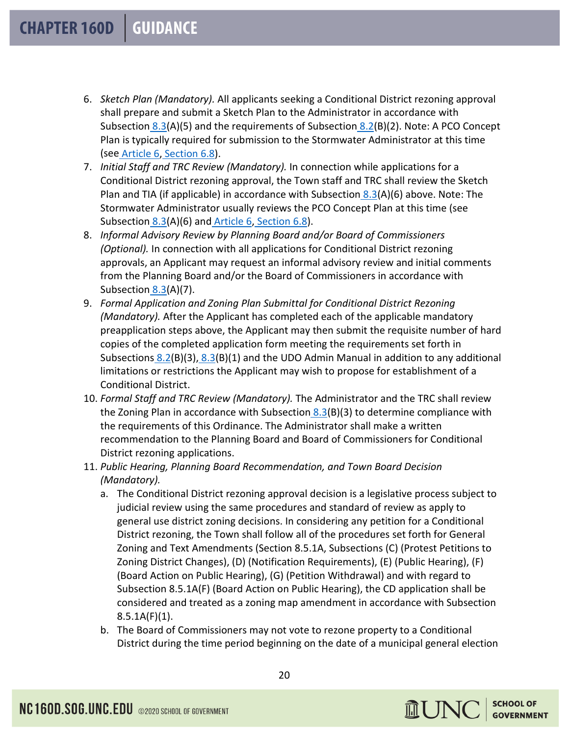6. *Sketch Plan (Mandatory).* All applicants seeking a Conditional District rezoning approval shall prepare and submit a Sketch Plan to the Administrator in accordance with Subsection 8.3(A)(5) and the requirements of Subsection 8.2(B)(2). Note: A PCO Concept Plan is typically required for submission to the Stormwater Administrator at this time (see Article 6, Section 6.8).
7. *Initial Staff and TRC Review (Mandatory).* In connection while applications for a Conditional District rezoning approval, the Town staff and TRC shall review the Sketch Plan and TIA (if applicable) in accordance with Subsection 8.3(A)(6) above. Note: The Stormwater Administrator usually reviews the PCO Concept Plan at this time (see Subsection 8.3(A)(6) and Article 6, Section 6.8).
8. *Informal Advisory Review by Planning Board and/or Board of Commissioners (Optional).* In connection with all applications for Conditional District rezoning approvals, an Applicant may request an informal advisory review and initial comments from the Planning Board and/or the Board of Commissioners in accordance with Subsection 8.3(A)(7).
9. *Formal Application and Zoning Plan Submittal for Conditional District Rezoning (Mandatory).* After the Applicant has completed each of the applicable mandatory preapplication steps above, the Applicant may then submit the requisite number of hard copies of the completed application form meeting the requirements set forth in Subsections 8.2(B)(3), 8.3(B)(1) and the UDO Admin Manual in addition to any additional limitations or restrictions the Applicant may wish to propose for establishment of a Conditional District.
10. *Formal Staff and TRC Review (Mandatory).* The Administrator and the TRC shall review the Zoning Plan in accordance with Subsection 8.3(B)(3) to determine compliance with the requirements of this Ordinance. The Administrator shall make a written recommendation to the Planning Board and Board of Commissioners for Conditional District rezoning applications.
11. *Public Hearing, Planning Board Recommendation, and Town Board Decision (Mandatory).*
    a. The Conditional District rezoning approval decision is a legislative process subject to judicial review using the same procedures and standard of review as apply to general use district zoning decisions. In considering any petition for a Conditional District rezoning, the Town shall follow all of the procedures set forth for General Zoning and Text Amendments (Section 8.5.1A, Subsections (C) (Protest Petitions to Zoning District Changes), (D) (Notification Requirements), (E) (Public Hearing), (F) (Board Action on Public Hearing), (G) (Petition Withdrawal) and with regard to Subsection 8.5.1A(F) (Board Action on Public Hearing), the CD application shall be considered and treated as a zoning map amendment in accordance with Subsection 8.5.1A(F)(1).
    b. The Board of Commissioners may not vote to rezone property to a Conditional District during the time period beginning on the date of a municipal general election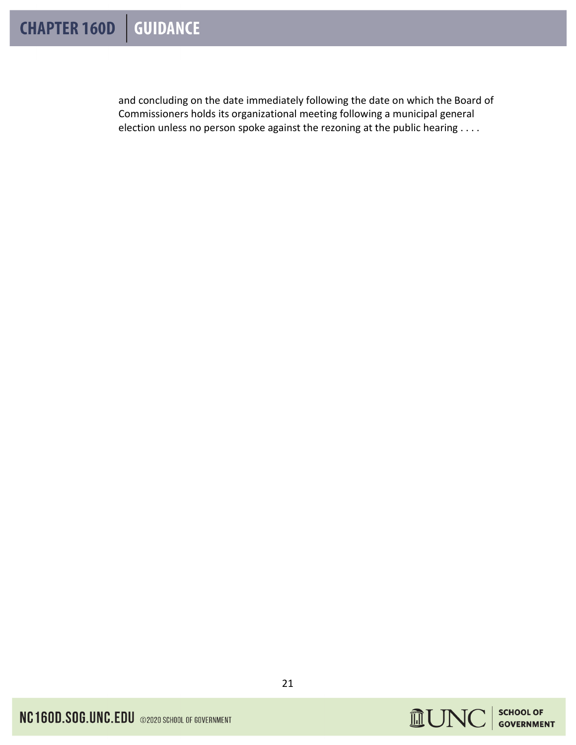and concluding on the date immediately following the date on which the Board of Commissioners holds its organizational meeting following a municipal general election unless no person spoke against the rezoning at the public hearing . . . .